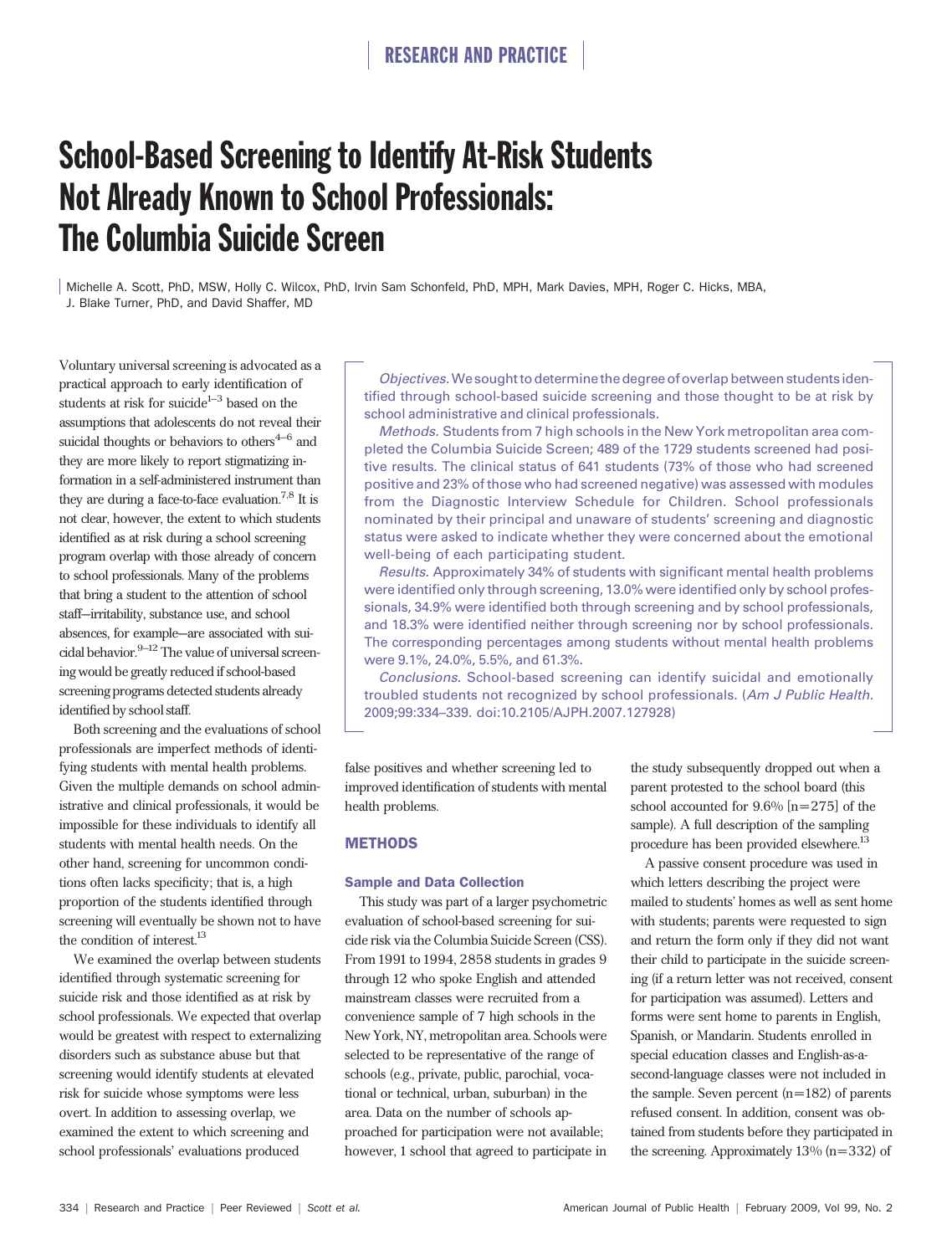# School-Based Screening to Identify At-Risk Students Not Already Known to School Professionals: The Columbia Suicide Screen

Michelle A. Scott, PhD, MSW, Holly C. Wilcox, PhD, Irvin Sam Schonfeld, PhD, MPH, Mark Davies, MPH, Roger C. Hicks, MBA, J. Blake Turner, PhD, and David Shaffer, MD

*Objectives.* We sought to determine the degree of overlap between students identified through school-based suicide screening and those thought to be at risk by school administrative and clinical professionals.

*Methods.* Students from 7 high schools in the New York metropolitan area completed the Columbia Suicide Screen; 489 of the 1729 students screened had positive results. The clinical status of 641 students (73% of those who had screened positive and 23% of those who had screened negative) was assessed with modules from the Diagnostic Interview Schedule for Children. School professionals nominated by their principal and unaware of students' screening and diagnostic status were asked to indicate whether they were concerned about the emotional well-being of each participating student.

*Results.* Approximately 34% of students with significant mental health problems were identified only through screening, 13.0% were identified only by school professionals, 34.9% were identified both through screening and by school professionals, and 18.3% were identified neither through screening nor by school professionals. The corresponding percentages among students without mental health problems were 9.1%, 24.0%, 5.5%, and 61.3%.

*Conclusions.* School-based screening can identify suicidal and emotionally troubled students not recognized by school professionals. (*Am J Public Health.* 2009;99:334–339. doi:10.2105/AJPH.2007.127928)

Voluntary universal screening is advocated as a practical approach to early identification of students at risk for suicide[1–3] based on the assumptions that adolescents do not reveal their suicidal thoughts or behaviors to others[4–6] and they are more likely to report stigmatizing information in a self-administered instrument than they are during a face-to-face evaluation.[7,8] It is not clear, however, the extent to which students identified as at risk during a school screening program overlap with those already of concern to school professionals. Many of the problems that bring a student to the attention of school staff—irritability, substance use, and school absences, for example—are associated with suicidal behavior.[9–12] The value of universal screening would be greatly reduced if school-based screening programs detected students already identified by school staff.

Both screening and the evaluations of school professionals are imperfect methods of identifying students with mental health problems. Given the multiple demands on school administrative and clinical professionals, it would be impossible for these individuals to identify all students with mental health needs. On the other hand, screening for uncommon conditions often lacks specificity; that is, a high proportion of the students identified through screening will eventually be shown not to have the condition of interest.[13]

We examined the overlap between students identified through systematic screening for suicide risk and those identified as at risk by school professionals. We expected that overlap would be greatest with respect to externalizing disorders such as substance abuse but that screening would identify students at elevated risk for suicide whose symptoms were less overt. In addition to assessing overlap, we examined the extent to which screening and school professionals' evaluations produced false positives and whether screening led to improved identification of students with mental health problems.

## METHODS

### Sample and Data Collection

This study was part of a larger psychometric evaluation of school-based screening for suicide risk via the Columbia Suicide Screen (CSS). From 1991 to 1994, 2858 students in grades 9 through 12 who spoke English and attended mainstream classes were recruited from a convenience sample of 7 high schools in the New York, NY, metropolitan area. Schools were selected to be representative of the range of schools (e.g., private, public, parochial, vocational or technical, urban, suburban) in the area. Data on the number of schools approached for participation were not available; however, 1 school that agreed to participate in the study subsequently dropped out when a parent protested to the school board (this school accounted for 9.6% [n=275] of the sample). A full description of the sampling procedure has been provided elsewhere.[13]

A passive consent procedure was used in which letters describing the project were mailed to students' homes as well as sent home with students; parents were requested to sign and return the form only if they did not want their child to participate in the suicide screening (if a return letter was not received, consent for participation was assumed). Letters and forms were sent home to parents in English, Spanish, or Mandarin. Students enrolled in special education classes and English-as-a-second-language classes were not included in the sample. Seven percent (n=182) of parents refused consent. In addition, consent was obtained from students before they participated in the screening. Approximately 13% (n=332) of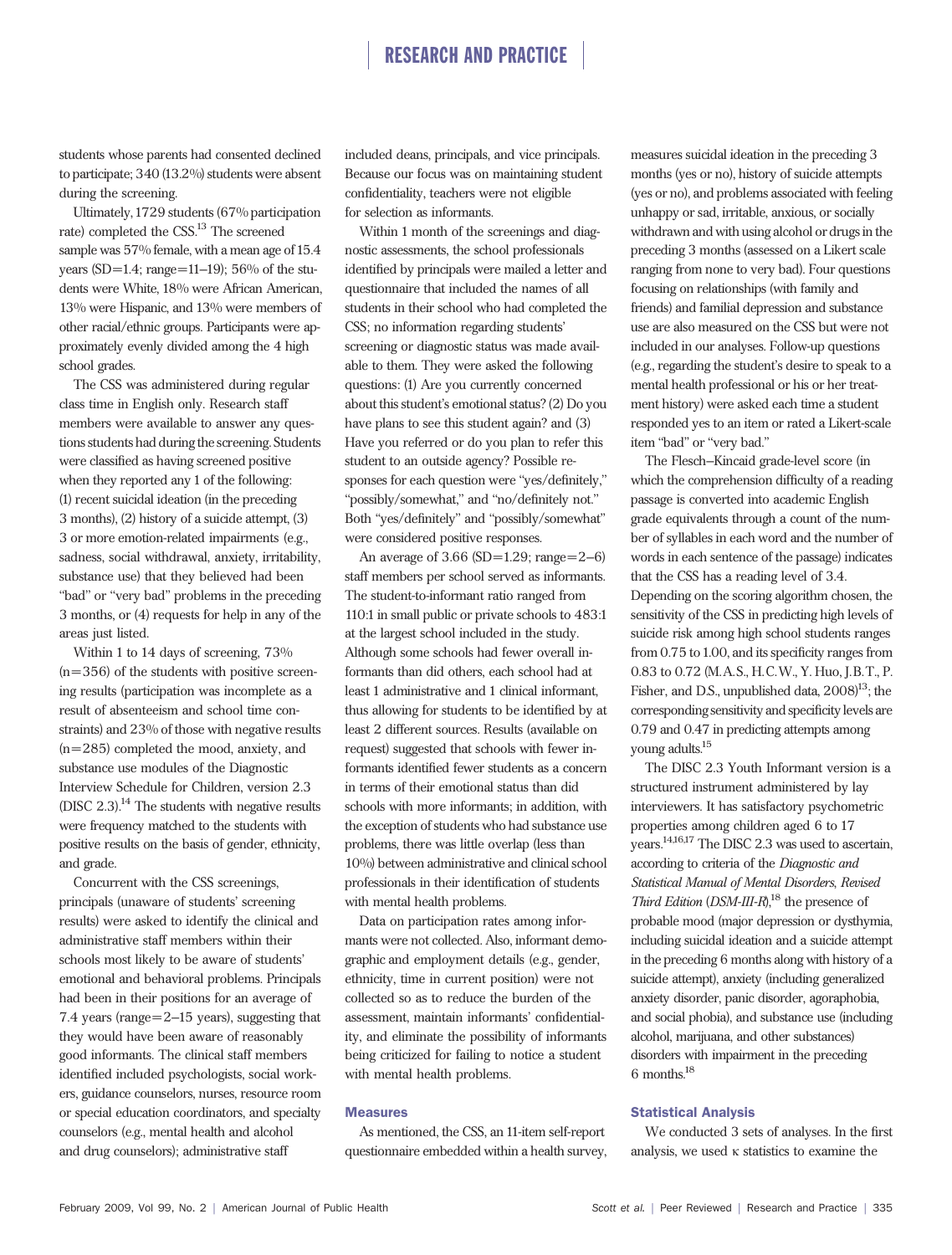students whose parents had consented declined to participate; 340 (13.2%) students were absent during the screening.

Ultimately, 1729 students (67% participation rate) completed the CSS.[13] The screened sample was 57% female, with a mean age of 15.4 years (SD=1.4; range=11–19); 56% of the students were White, 18% were African American, 13% were Hispanic, and 13% were members of other racial/ethnic groups. Participants were approximately evenly divided among the 4 high school grades.

The CSS was administered during regular class time in English only. Research staff members were available to answer any questions students had during the screening. Students were classified as having screened positive when they reported any 1 of the following: (1) recent suicidal ideation (in the preceding 3 months), (2) history of a suicide attempt, (3) 3 or more emotion-related impairments (e.g., sadness, social withdrawal, anxiety, irritability, substance use) that they believed had been "bad" or "very bad" problems in the preceding 3 months, or (4) requests for help in any of the areas just listed.

Within 1 to 14 days of screening, 73% (n=356) of the students with positive screening results (participation was incomplete as a result of absenteeism and school time constraints) and 23% of those with negative results (n=285) completed the mood, anxiety, and substance use modules of the Diagnostic Interview Schedule for Children, version 2.3 (DISC 2.3).[14] The students with negative results were frequency matched to the students with positive results on the basis of gender, ethnicity, and grade.

Concurrent with the CSS screenings, principals (unaware of students' screening results) were asked to identify the clinical and administrative staff members within their schools most likely to be aware of students' emotional and behavioral problems. Principals had been in their positions for an average of 7.4 years (range=2–15 years), suggesting that they would have been aware of reasonably good informants. The clinical staff members identified included psychologists, social workers, guidance counselors, nurses, resource room or special education coordinators, and specialty counselors (e.g., mental health and alcohol and drug counselors); administrative staff included deans, principals, and vice principals. Because our focus was on maintaining student confidentiality, teachers were not eligible for selection as informants.

Within 1 month of the screenings and diagnostic assessments, the school professionals identified by principals were mailed a letter and questionnaire that included the names of all students in their school who had completed the CSS; no information regarding students' screening or diagnostic status was made available to them. They were asked the following questions: (1) Are you currently concerned about this student's emotional status? (2) Do you have plans to see this student again? and (3) Have you referred or do you plan to refer this student to an outside agency? Possible responses for each question were "yes/definitely," "possibly/somewhat," and "no/definitely not." Both "yes/definitely" and "possibly/somewhat" were considered positive responses.

An average of 3.66 (SD=1.29; range=2–6) staff members per school served as informants. The student-to-informant ratio ranged from 110:1 in small public or private schools to 483:1 at the largest school included in the study. Although some schools had fewer overall informants than did others, each school had at least 1 administrative and 1 clinical informant, thus allowing for students to be identified by at least 2 different sources. Results (available on request) suggested that schools with fewer informants identified fewer students as a concern in terms of their emotional status than did schools with more informants; in addition, with the exception of students who had substance use problems, there was little overlap (less than 10%) between administrative and clinical school professionals in their identification of students with mental health problems.

Data on participation rates among informants were not collected. Also, informant demographic and employment details (e.g., gender, ethnicity, time in current position) were not collected so as to reduce the burden of the assessment, maintain informants' confidentiality, and eliminate the possibility of informants being criticized for failing to notice a student with mental health problems.

### Measures

As mentioned, the CSS, an 11-item self-report questionnaire embedded within a health survey, measures suicidal ideation in the preceding 3 months (yes or no), history of suicide attempts (yes or no), and problems associated with feeling unhappy or sad, irritable, anxious, or socially withdrawn and with using alcohol or drugs in the preceding 3 months (assessed on a Likert scale ranging from none to very bad). Four questions focusing on relationships (with family and friends) and familial depression and substance use are also measured on the CSS but were not included in our analyses. Follow-up questions (e.g., regarding the student's desire to speak to a mental health professional or his or her treatment history) were asked each time a student responded yes to an item or rated a Likert-scale item "bad" or "very bad."

The Flesch–Kincaid grade-level score (in which the comprehension difficulty of a reading passage is converted into academic English grade equivalents through a count of the number of syllables in each word and the number of words in each sentence of the passage) indicates that the CSS has a reading level of 3.4. Depending on the scoring algorithm chosen, the sensitivity of the CSS in predicting high levels of suicide risk among high school students ranges from 0.75 to 1.00, and its specificity ranges from 0.83 to 0.72 (M.A.S., H.C.W., Y. Huo, J.B.T., P. Fisher, and D.S., unpublished data, 2008)[13]; the corresponding sensitivity and specificity levels are 0.79 and 0.47 in predicting attempts among young adults.[15]

The DISC 2.3 Youth Informant version is a structured instrument administered by lay interviewers. It has satisfactory psychometric properties among children aged 6 to 17 years.[14,16,17] The DISC 2.3 was used to ascertain, according to criteria of the *Diagnostic and Statistical Manual of Mental Disorders, Revised Third Edition* (*DSM-III-R*),[18] the presence of probable mood (major depression or dysthymia, including suicidal ideation and a suicide attempt in the preceding 6 months along with history of a suicide attempt), anxiety (including generalized anxiety disorder, panic disorder, agoraphobia, and social phobia), and substance use (including alcohol, marijuana, and other substances) disorders with impairment in the preceding 6 months.[18]

### Statistical Analysis

We conducted 3 sets of analyses. In the first analysis, we used κ statistics to examine the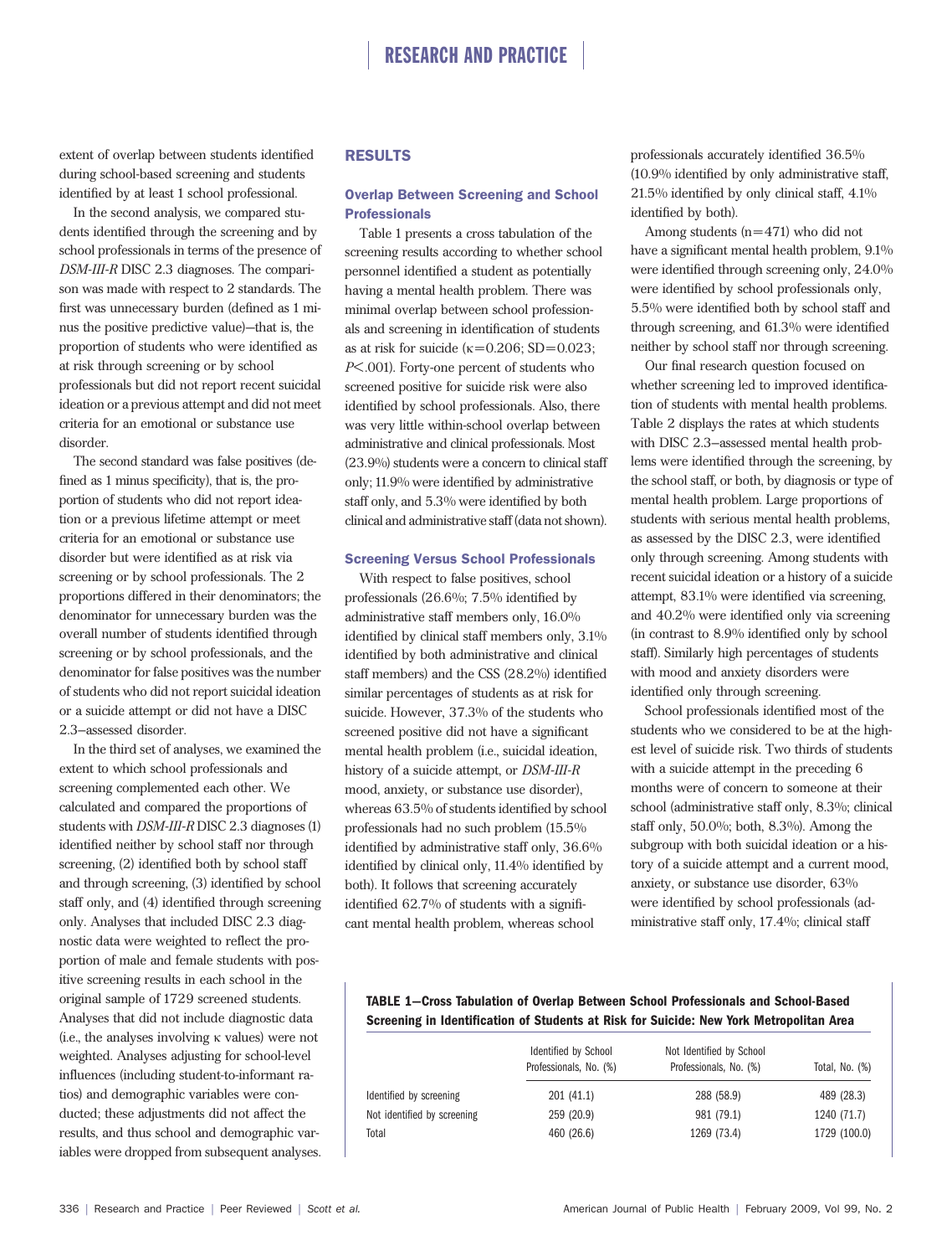extent of overlap between students identified during school-based screening and students identified by at least 1 school professional.

In the second analysis, we compared students identified through the screening and by school professionals in terms of the presence of *DSM-III-R* DISC 2.3 diagnoses. The comparison was made with respect to 2 standards. The first was unnecessary burden (defined as 1 minus the positive predictive value)—that is, the proportion of students who were identified as at risk through screening or by school professionals but did not report recent suicidal ideation or a previous attempt and did not meet criteria for an emotional or substance use disorder.

The second standard was false positives (defined as 1 minus specificity), that is, the proportion of students who did not report ideation or a previous lifetime attempt or meet criteria for an emotional or substance use disorder but were identified as at risk via screening or by school professionals. The 2 proportions differed in their denominators; the denominator for unnecessary burden was the overall number of students identified through screening or by school professionals, and the denominator for false positives was the number of students who did not report suicidal ideation or a suicide attempt or did not have a DISC 2.3–assessed disorder.

In the third set of analyses, we examined the extent to which school professionals and screening complemented each other. We calculated and compared the proportions of students with *DSM-III-R* DISC 2.3 diagnoses (1) identified neither by school staff nor through screening, (2) identified both by school staff and through screening, (3) identified by school staff only, and (4) identified through screening only. Analyses that included DISC 2.3 diagnostic data were weighted to reflect the proportion of male and female students with positive screening results in each school in the original sample of 1729 screened students. Analyses that did not include diagnostic data (i.e., the analyses involving κ values) were not weighted. Analyses adjusting for school-level influences (including student-to-informant ratios) and demographic variables were conducted; these adjustments did not affect the results, and thus school and demographic variables were dropped from subsequent analyses.

## RESULTS

### Overlap Between Screening and School Professionals

Table 1 presents a cross tabulation of the screening results according to whether school personnel identified a student as potentially having a mental health problem. There was minimal overlap between school professionals and screening in identification of students as at risk for suicide ($\kappa$=0.206; SD=0.023; $P$<.001). Forty-one percent of students who screened positive for suicide risk were also identified by school professionals. Also, there was very little within-school overlap between administrative and clinical professionals. Most (23.9%) students were a concern to clinical staff only; 11.9% were identified by administrative staff only, and 5.3% were identified by both clinical and administrative staff (data not shown).

### Screening Versus School Professionals

With respect to false positives, school professionals (26.6%; 7.5% identified by administrative staff members only, 16.0% identified by clinical staff members only, 3.1% identified by both administrative and clinical staff members) and the CSS (28.2%) identified similar percentages of students as at risk for suicide. However, 37.3% of the students who screened positive did not have a significant mental health problem (i.e., suicidal ideation, history of a suicide attempt, or *DSM-III-R* mood, anxiety, or substance use disorder), whereas 63.5% of students identified by school professionals had no such problem (15.5% identified by administrative staff only, 36.6% identified by clinical only, 11.4% identified by both). It follows that screening accurately identified 62.7% of students with a significant mental health problem, whereas school professionals accurately identified 36.5% (10.9% identified by only administrative staff, 21.5% identified by only clinical staff, 4.1% identified by both).

Among students (n=471) who did not have a significant mental health problem, 9.1% were identified through screening only, 24.0% were identified by school professionals only, 5.5% were identified both by school staff and through screening, and 61.3% were identified neither by school staff nor through screening.

Our final research question focused on whether screening led to improved identification of students with mental health problems. Table 2 displays the rates at which students with DISC 2.3–assessed mental health problems were identified through the screening, by the school staff, or both, by diagnosis or type of mental health problem. Large proportions of students with serious mental health problems, as assessed by the DISC 2.3, were identified only through screening. Among students with recent suicidal ideation or a history of a suicide attempt, 83.1% were identified via screening, and 40.2% were identified only via screening (in contrast to 8.9% identified only by school staff). Similarly high percentages of students with mood and anxiety disorders were identified only through screening.

School professionals identified most of the students who we considered to be at the highest level of suicide risk. Two thirds of students with a suicide attempt in the preceding 6 months were of concern to someone at their school (administrative staff only, 8.3%; clinical staff only, 50.0%; both, 8.3%). Among the subgroup with both suicidal ideation or a history of a suicide attempt and a current mood, anxiety, or substance use disorder, 63% were identified by school professionals (administrative staff only, 17.4%; clinical staff

**TABLE 1—Cross Tabulation of Overlap Between School Professionals and School-Based Screening in Identification of Students at Risk for Suicide: New York Metropolitan Area**

| | Identified by School Professionals, No. (%) | Not Identified by School Professionals, No. (%) | Total, No. (%) |
|---|---|---|---|
| Identified by screening | 201 (41.1) | 288 (58.9) | 489 (28.3) |
| Not identified by screening | 259 (20.9) | 981 (79.1) | 1240 (71.7) |
| Total | 460 (26.6) | 1269 (73.4) | 1729 (100.0) |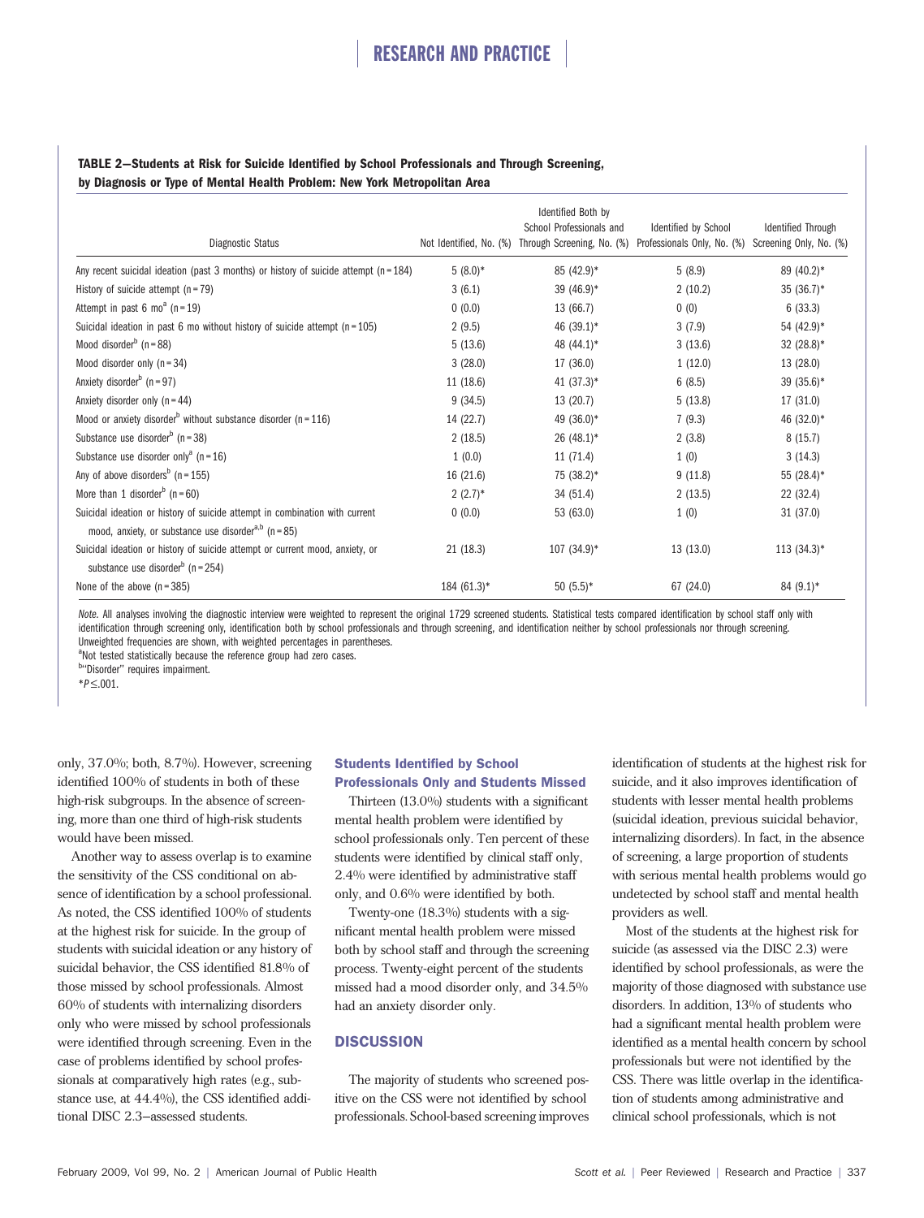**TABLE 2—Students at Risk for Suicide Identified by School Professionals and Through Screening, by Diagnosis or Type of Mental Health Problem: New York Metropolitan Area**

| Diagnostic Status | Not Identified, No. (%) | Identified Both by School Professionals and Through Screening, No. (%) | Identified by School Professionals Only, No. (%) | Identified Through Screening Only, No. (%) |
|---|---|---|---|---|
| Any recent suicidal ideation (past 3 months) or history of suicide attempt (n = 184) | 5 (8.0)* | 85 (42.9)* | 5 (8.9) | 89 (40.2)* |
| History of suicide attempt (n = 79) | 3 (6.1) | 39 (46.9)* | 2 (10.2) | 35 (36.7)* |
| Attempt in past 6 mo[a] (n = 19) | 0 (0.0) | 13 (66.7) | 0 (0) | 6 (33.3) |
| Suicidal ideation in past 6 mo without history of suicide attempt (n = 105) | 2 (9.5) | 46 (39.1)* | 3 (7.9) | 54 (42.9)* |
| Mood disorder[b] (n = 88) | 5 (13.6) | 48 (44.1)* | 3 (13.6) | 32 (28.8)* |
| Mood disorder only (n = 34) | 3 (28.0) | 17 (36.0) | 1 (12.0) | 13 (28.0) |
| Anxiety disorder[b] (n = 97) | 11 (18.6) | 41 (37.3)* | 6 (8.5) | 39 (35.6)* |
| Anxiety disorder only (n = 44) | 9 (34.5) | 13 (20.7) | 5 (13.8) | 17 (31.0) |
| Mood or anxiety disorder[b] without substance disorder (n = 116) | 14 (22.7) | 49 (36.0)* | 7 (9.3) | 46 (32.0)* |
| Substance use disorder[b] (n = 38) | 2 (18.5) | 26 (48.1)* | 2 (3.8) | 8 (15.7) |
| Substance use disorder only[a] (n = 16) | 1 (0.0) | 11 (71.4) | 1 (0) | 3 (14.3) |
| Any of above disorders[b] (n = 155) | 16 (21.6) | 75 (38.2)* | 9 (11.8) | 55 (28.4)* |
| More than 1 disorder[b] (n = 60) | 2 (2.7)* | 34 (51.4) | 2 (13.5) | 22 (32.4) |
| Suicidal ideation or history of suicide attempt in combination with current mood, anxiety, or substance use disorder[a,b] (n = 85) | 0 (0.0) | 53 (63.0) | 1 (0) | 31 (37.0) |
| Suicidal ideation or history of suicide attempt or current mood, anxiety, or substance use disorder[b] (n = 254) | 21 (18.3) | 107 (34.9)* | 13 (13.0) | 113 (34.3)* |
| None of the above (n = 385) | 184 (61.3)* | 50 (5.5)* | 67 (24.0) | 84 (9.1)* |

*Note.* All analyses involving the diagnostic interview were weighted to represent the original 1729 screened students. Statistical tests compared identification by school staff only with identification through screening only, identification both by school professionals and through screening, and identification neither by school professionals nor through screening. Unweighted frequencies are shown, with weighted percentages in parentheses.

[a]Not tested statistically because the reference group had zero cases.

[b]"Disorder" requires impairment.

*$P \leq .001$.

only, 37.0%; both, 8.7%). However, screening identified 100% of students in both of these high-risk subgroups. In the absence of screening, more than one third of high-risk students would have been missed.

Another way to assess overlap is to examine the sensitivity of the CSS conditional on absence of identification by a school professional. As noted, the CSS identified 100% of students at the highest risk for suicide. In the group of students with suicidal ideation or any history of suicidal behavior, the CSS identified 81.8% of those missed by school professionals. Almost 60% of students with internalizing disorders only who were missed by school professionals were identified through screening. Even in the case of problems identified by school professionals at comparatively high rates (e.g., substance use, at 44.4%), the CSS identified additional DISC 2.3–assessed students.

### Students Identified by School Professionals Only and Students Missed

Thirteen (13.0%) students with a significant mental health problem were identified by school professionals only. Ten percent of these students were identified by clinical staff only, 2.4% were identified by administrative staff only, and 0.6% were identified by both.

Twenty-one (18.3%) students with a significant mental health problem were missed both by school staff and through the screening process. Twenty-eight percent of the students missed had a mood disorder only, and 34.5% had an anxiety disorder only.

## DISCUSSION

The majority of students who screened positive on the CSS were not identified by school professionals. School-based screening improves identification of students at the highest risk for suicide, and it also improves identification of students with lesser mental health problems (suicidal ideation, previous suicidal behavior, internalizing disorders). In fact, in the absence of screening, a large proportion of students with serious mental health problems would go undetected by school staff and mental health providers as well.

Most of the students at the highest risk for suicide (as assessed via the DISC 2.3) were identified by school professionals, as were the majority of those diagnosed with substance use disorders. In addition, 13% of students who had a significant mental health problem were identified as a mental health concern by school professionals but were not identified by the CSS. There was little overlap in the identification of students among administrative and clinical school professionals, which is not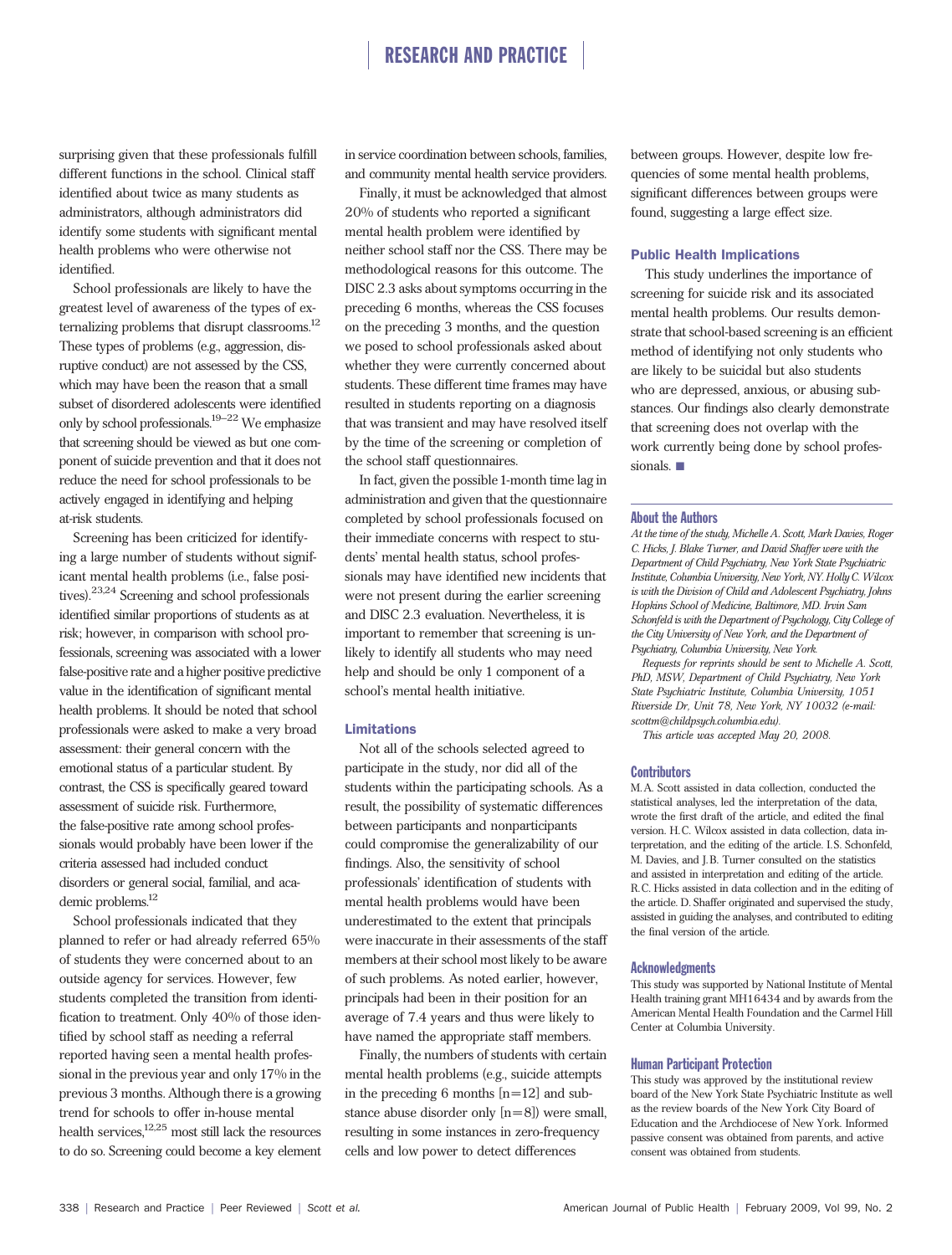surprising given that these professionals fulfill different functions in the school. Clinical staff identified about twice as many students as administrators, although administrators did identify some students with significant mental health problems who were otherwise not identified.

School professionals are likely to have the greatest level of awareness of the types of externalizing problems that disrupt classrooms.[12] These types of problems (e.g., aggression, disruptive conduct) are not assessed by the CSS, which may have been the reason that a small subset of disordered adolescents were identified only by school professionals.[19–22] We emphasize that screening should be viewed as but one component of suicide prevention and that it does not reduce the need for school professionals to be actively engaged in identifying and helping at-risk students.

Screening has been criticized for identifying a large number of students without significant mental health problems (i.e., false positives).[23,24] Screening and school professionals identified similar proportions of students as at risk; however, in comparison with school professionals, screening was associated with a lower false-positive rate and a higher positive predictive value in the identification of significant mental health problems. It should be noted that school professionals were asked to make a very broad assessment: their general concern with the emotional status of a particular student. By contrast, the CSS is specifically geared toward assessment of suicide risk. Furthermore, the false-positive rate among school professionals would probably have been lower if the criteria assessed had included conduct disorders or general social, familial, and academic problems.[12]

School professionals indicated that they planned to refer or had already referred 65% of students they were concerned about to an outside agency for services. However, few students completed the transition from identification to treatment. Only 40% of those identified by school staff as needing a referral reported having seen a mental health professional in the previous year and only 17% in the previous 3 months. Although there is a growing trend for schools to offer in-house mental health services,[12,25] most still lack the resources to do so. Screening could become a key element in service coordination between schools, families, and community mental health service providers.

Finally, it must be acknowledged that almost 20% of students who reported a significant mental health problem were identified by neither school staff nor the CSS. There may be methodological reasons for this outcome. The DISC 2.3 asks about symptoms occurring in the preceding 6 months, whereas the CSS focuses on the preceding 3 months, and the question we posed to school professionals asked about whether they were currently concerned about students. These different time frames may have resulted in students reporting on a diagnosis that was transient and may have resolved itself by the time of the screening or completion of the school staff questionnaires.

In fact, given the possible 1-month time lag in administration and given that the questionnaire completed by school professionals focused on their immediate concerns with respect to students' mental health status, school professionals may have identified new incidents that were not present during the earlier screening and DISC 2.3 evaluation. Nevertheless, it is important to remember that screening is unlikely to identify all students who may need help and should be only 1 component of a school's mental health initiative.

### Limitations

Not all of the schools selected agreed to participate in the study, nor did all of the students within the participating schools. As a result, the possibility of systematic differences between participants and nonparticipants could compromise the generalizability of our findings. Also, the sensitivity of school professionals' identification of students with mental health problems would have been underestimated to the extent that principals were inaccurate in their assessments of the staff members at their school most likely to be aware of such problems. As noted earlier, however, principals had been in their position for an average of 7.4 years and thus were likely to have named the appropriate staff members.

Finally, the numbers of students with certain mental health problems (e.g., suicide attempts in the preceding 6 months [n=12] and substance abuse disorder only [n=8]) were small, resulting in some instances in zero-frequency cells and low power to detect differences between groups. However, despite low frequencies of some mental health problems, significant differences between groups were found, suggesting a large effect size.

### Public Health Implications

This study underlines the importance of screening for suicide risk and its associated mental health problems. Our results demonstrate that school-based screening is an efficient method of identifying not only students who are likely to be suicidal but also students who are depressed, anxious, or abusing substances. Our findings also clearly demonstrate that screening does not overlap with the work currently being done by school professionals. ■

### About the Authors

*At the time of the study, Michelle A. Scott, Mark Davies, Roger C. Hicks, J. Blake Turner, and David Shaffer were with the Department of Child Psychiatry, New York State Psychiatric Institute, Columbia University, New York, NY. Holly C. Wilcox is with the Division of Child and Adolescent Psychiatry, Johns Hopkins School of Medicine, Baltimore, MD. Irvin Sam Schonfeld is with the Department of Psychology, City College of the City University of New York, and the Department of Psychiatry, Columbia University, New York.*

*Requests for reprints should be sent to Michelle A. Scott, PhD, MSW, Department of Child Psychiatry, New York State Psychiatric Institute, Columbia University, 1051 Riverside Dr, Unit 78, New York, NY 10032 (e-mail: scottm@childpsych.columbia.edu).*

*This article was accepted May 20, 2008.*

### Contributors

M.A. Scott assisted in data collection, conducted the statistical analyses, led the interpretation of the data, wrote the first draft of the article, and edited the final version. H.C. Wilcox assisted in data collection, data interpretation, and the editing of the article. I.S. Schonfeld, M. Davies, and J.B. Turner consulted on the statistics and assisted in interpretation and editing of the article. R.C. Hicks assisted in data collection and in the editing of the article. D. Shaffer originated and supervised the study, assisted in guiding the analyses, and contributed to editing the final version of the article.

### Acknowledgments

This study was supported by National Institute of Mental Health training grant MH16434 and by awards from the American Mental Health Foundation and the Carmel Hill Center at Columbia University.

### Human Participant Protection

This study was approved by the institutional review board of the New York State Psychiatric Institute as well as the review boards of the New York City Board of Education and the Archdiocese of New York. Informed passive consent was obtained from parents, and active consent was obtained from students.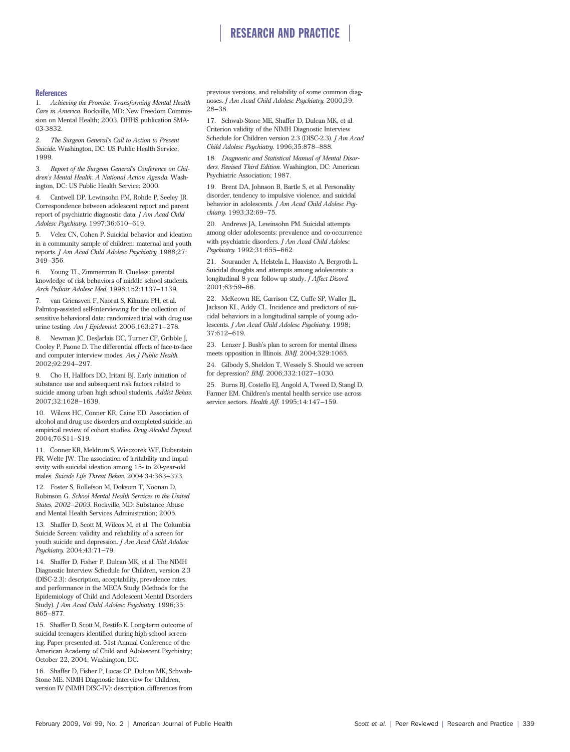## References

1. *Achieving the Promise: Transforming Mental Health Care in America.* Rockville, MD: New Freedom Commission on Mental Health; 2003. DHHS publication SMA-03-3832.

2. *The Surgeon General's Call to Action to Prevent Suicide.* Washington, DC: US Public Health Service; 1999.

3. *Report of the Surgeon General's Conference on Children's Mental Health: A National Action Agenda.* Washington, DC: US Public Health Service; 2000.

4. Cantwell DP, Lewinsohn PM, Rohde P, Seeley JR. Correspondence between adolescent report and parent report of psychiatric diagnostic data. *J Am Acad Child Adolesc Psychiatry.* 1997;36:610–619.

5. Velez CN, Cohen P. Suicidal behavior and ideation in a community sample of children: maternal and youth reports. *J Am Acad Child Adolesc Psychiatry.* 1988;27:349–356.

6. Young TL, Zimmerman R. Clueless: parental knowledge of risk behaviors of middle school students. *Arch Pediatr Adolesc Med.* 1998;152:1137–1139.

7. van Griensven F, Naorat S, Kilmarz PH, et al. Palmtop-assisted self-interviewing for the collection of sensitive behavioral data: randomized trial with drug use urine testing. *Am J Epidemiol.* 2006;163:271–278.

8. Newman JC, DesJarlais DC, Turner CF, Gribble J, Cooley P, Paone D. The differential effects of face-to-face and computer interview modes. *Am J Public Health.* 2002;92:294–297.

9. Cho H, Hallfors DD, Iritani BJ. Early initiation of substance use and subsequent risk factors related to suicide among urban high school students. *Addict Behav.* 2007;32:1628–1639.

10. Wilcox HC, Conner KR, Caine ED. Association of alcohol and drug use disorders and completed suicide: an empirical review of cohort studies. *Drug Alcohol Depend.* 2004;76:S11–S19.

11. Conner KR, Meldrum S, Wieczorek WF, Duberstein PR, Welte JW. The association of irritability and impulsivity with suicidal ideation among 15- to 20-year-old males. *Suicide Life Threat Behav.* 2004;34:363–373.

12. Foster S, Rollefson M, Doksum T, Noonan D, Robinson G. *School Mental Health Services in the United States, 2002–2003.* Rockville, MD: Substance Abuse and Mental Health Services Administration; 2005.

13. Shaffer D, Scott M, Wilcox M, et al. The Columbia Suicide Screen: validity and reliability of a screen for youth suicide and depression. *J Am Acad Child Adolesc Psychiatry.* 2004;43:71–79.

14. Shaffer D, Fisher P, Dulcan MK, et al. The NIMH Diagnostic Interview Schedule for Children, version 2.3 (DISC-2.3): description, acceptability, prevalence rates, and performance in the MECA Study (Methods for the Epidemiology of Child and Adolescent Mental Disorders Study). *J Am Acad Child Adolesc Psychiatry.* 1996;35:865–877.

15. Shaffer D, Scott M, Restifo K. Long-term outcome of suicidal teenagers identified during high-school screening. Paper presented at: 51st Annual Conference of the American Academy of Child and Adolescent Psychiatry; October 22, 2004; Washington, DC.

16. Shaffer D, Fisher P, Lucas CP, Dulcan MK, Schwab-Stone ME. NIMH Diagnostic Interview for Children, version IV (NIMH DISC-IV): description, differences from previous versions, and reliability of some common diagnoses. *J Am Acad Child Adolesc Psychiatry.* 2000;39:28–38.

17. Schwab-Stone ME, Shaffer D, Dulcan MK, et al. Criterion validity of the NIMH Diagnostic Interview Schedule for Children version 2.3 (DISC-2.3). *J Am Acad Child Adolesc Psychiatry.* 1996;35:878–888.

18. *Diagnostic and Statistical Manual of Mental Disorders, Revised Third Edition.* Washington, DC: American Psychiatric Association; 1987.

19. Brent DA, Johnson B, Bartle S, et al. Personality disorder, tendency to impulsive violence, and suicidal behavior in adolescents. *J Am Acad Child Adolesc Psychiatry.* 1993;32:69–75.

20. Andrews JA, Lewinsohn PM. Suicidal attempts among older adolescents: prevalence and co-occurrence with psychiatric disorders. *J Am Acad Child Adolesc Psychiatry.* 1992;31:655–662.

21. Sourander A, Helstela L, Haavisto A, Bergroth L. Suicidal thoughts and attempts among adolescents: a longitudinal 8-year follow-up study. *J Affect Disord.* 2001;63:59–66.

22. McKeown RE, Garrison CZ, Cuffe SP, Waller JL, Jackson KL, Addy CL. Incidence and predictors of suicidal behaviors in a longitudinal sample of young adolescents. *J Am Acad Child Adolesc Psychiatry.* 1998;37:612–619.

23. Lenzer J. Bush's plan to screen for mental illness meets opposition in Illinois. *BMJ.* 2004;329:1065.

24. Gilbody S, Sheldon T, Wessely S. Should we screen for depression? *BMJ.* 2006;332:1027–1030.

25. Burns BJ, Costello EJ, Angold A, Tweed D, Stangl D, Farmer EM. Children's mental health service use across service sectors. *Health Aff.* 1995;14:147–159.